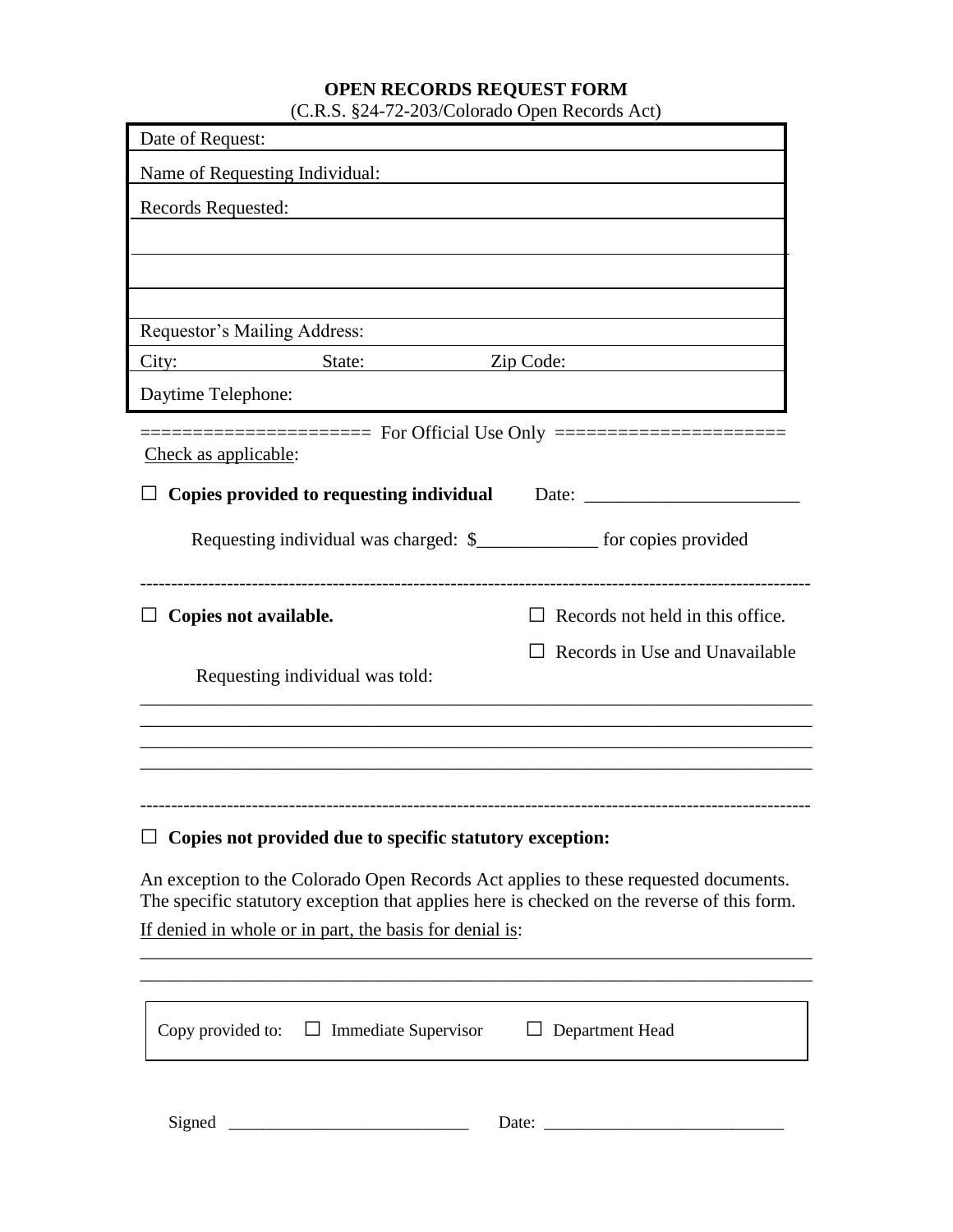# OPEN RECORDS REQUEST FORM

(C.R.S. §24-72-203/Colorado Open Records Act)

Date of Request:

Name of Requesting Individual:

Records Requested:

Requestor's Mailing Address:

City: State: Zip Code:

Daytime Telephone:

==================== For Official Use Only ====================

Check as applicable:

☐ **Copies provided to requesting individual** Date: _______________________

Requesting individual was charged: $_____________ for copies provided

---

☐ **Copies not available.**

☐ Records not held in this office.

☐ Records in Use and Unavailable

Requesting individual was told:

_________________________________________________________________________

_________________________________________________________________________

_________________________________________________________________________

_________________________________________________________________________

---

☐ **Copies not provided due to specific statutory exception:**

An exception to the Colorado Open Records Act applies to these requested documents. The specific statutory exception that applies here is checked on the reverse of this form.

If denied in whole or in part, the basis for denial is:

_________________________________________________________________________

_________________________________________________________________________

Copy provided to: ☐ Immediate Supervisor ☐ Department Head

Signed ____________________________ Date: ____________________________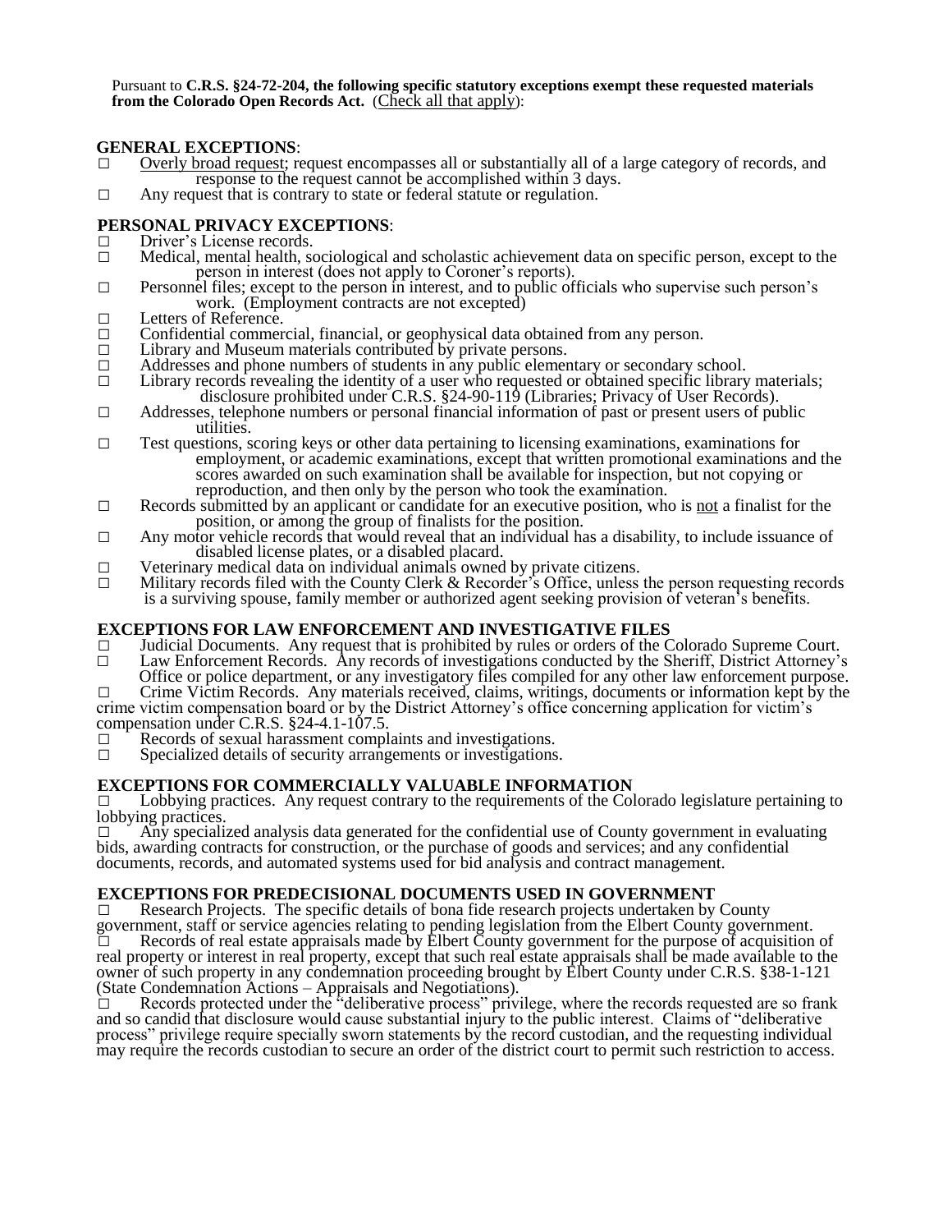Pursuant to **C.R.S. §24-72-204, the following specific statutory exceptions exempt these requested materials from the Colorado Open Records Act.** (Check all that apply):

**GENERAL EXCEPTIONS**:

- ☐ Overly broad request; request encompasses all or substantially all of a large category of records, and response to the request cannot be accomplished within 3 days.
- ☐ Any request that is contrary to state or federal statute or regulation.

**PERSONAL PRIVACY EXCEPTIONS**:

- ☐ Driver's License records.
- ☐ Medical, mental health, sociological and scholastic achievement data on specific person, except to the person in interest (does not apply to Coroner's reports).
- ☐ Personnel files; except to the person in interest, and to public officials who supervise such person's work. (Employment contracts are not excepted)
- ☐ Letters of Reference.
- ☐ Confidential commercial, financial, or geophysical data obtained from any person.
- ☐ Library and Museum materials contributed by private persons.
- ☐ Addresses and phone numbers of students in any public elementary or secondary school.
- ☐ Library records revealing the identity of a user who requested or obtained specific library materials; disclosure prohibited under C.R.S. §24-90-119 (Libraries; Privacy of User Records).
- ☐ Addresses, telephone numbers or personal financial information of past or present users of public utilities.
- ☐ Test questions, scoring keys or other data pertaining to licensing examinations, examinations for employment, or academic examinations, except that written promotional examinations and the scores awarded on such examination shall be available for inspection, but not copying or reproduction, and then only by the person who took the examination.
- ☐ Records submitted by an applicant or candidate for an executive position, who is not a finalist for the position, or among the group of finalists for the position.
- ☐ Any motor vehicle records that would reveal that an individual has a disability, to include issuance of disabled license plates, or a disabled placard.
- ☐ Veterinary medical data on individual animals owned by private citizens.
- ☐ Military records filed with the County Clerk & Recorder's Office, unless the person requesting records is a surviving spouse, family member or authorized agent seeking provision of veteran's benefits.

**EXCEPTIONS FOR LAW ENFORCEMENT AND INVESTIGATIVE FILES**

- ☐ Judicial Documents. Any request that is prohibited by rules or orders of the Colorado Supreme Court.
- ☐ Law Enforcement Records. Any records of investigations conducted by the Sheriff, District Attorney's Office or police department, or any investigatory files compiled for any other law enforcement purpose.
- ☐ Crime Victim Records. Any materials received, claims, writings, documents or information kept by the crime victim compensation board or by the District Attorney's office concerning application for victim's compensation under C.R.S. §24-4.1-107.5.
- ☐ Records of sexual harassment complaints and investigations.
- ☐ Specialized details of security arrangements or investigations.

**EXCEPTIONS FOR COMMERCIALLY VALUABLE INFORMATION**

- ☐ Lobbying practices. Any request contrary to the requirements of the Colorado legislature pertaining to lobbying practices.
- ☐ Any specialized analysis data generated for the confidential use of County government in evaluating bids, awarding contracts for construction, or the purchase of goods and services; and any confidential documents, records, and automated systems used for bid analysis and contract management.

**EXCEPTIONS FOR PREDECISIONAL DOCUMENTS USED IN GOVERNMENT**

- ☐ Research Projects. The specific details of bona fide research projects undertaken by County government, staff or service agencies relating to pending legislation from the Elbert County government.
- ☐ Records of real estate appraisals made by Elbert County government for the purpose of acquisition of real property or interest in real property, except that such real estate appraisals shall be made available to the owner of such property in any condemnation proceeding brought by Elbert County under C.R.S. §38-1-121 (State Condemnation Actions – Appraisals and Negotiations).
- ☐ Records protected under the "deliberative process" privilege, where the records requested are so frank and so candid that disclosure would cause substantial injury to the public interest. Claims of "deliberative process" privilege require specially sworn statements by the record custodian, and the requesting individual may require the records custodian to secure an order of the district court to permit such restriction to access.